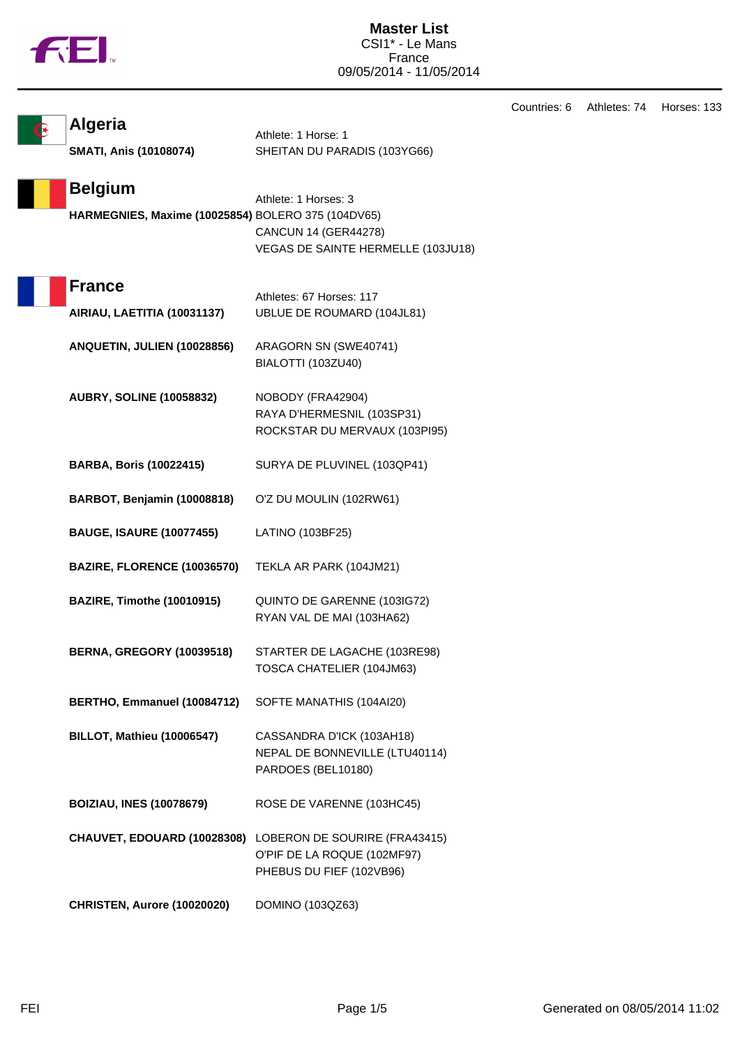# Master List

CSI1* - Le Mans
France
09/05/2014 - 11/05/2014

Countries: 6 Athletes: 74 Horses: 133

## Algeria

Athlete: 1 Horse: 1

| | |
|---|---|
| **SMATI, Anis (10108074)** | SHEITAN DU PARADIS (103YG66) |

## Belgium

Athlete: 1 Horses: 3

| | |
|---|---|
| **HARMEGNIES, Maxime (10025854)** | BOLERO 375 (104DV65)<br>CANCUN 14 (GER44278)<br>VEGAS DE SAINTE HERMELLE (103JU18) |

## France

Athletes: 67 Horses: 117

| | |
|---|---|
| **AIRIAU, LAETITIA (10031137)** | UBLUE DE ROUMARD (104JL81) |
| **ANQUETIN, JULIEN (10028856)** | ARAGORN SN (SWE40741)<br>BIALOTTI (103ZU40) |
| **AUBRY, SOLINE (10058832)** | NOBODY (FRA42904)<br>RAYA D'HERMESNIL (103SP31)<br>ROCKSTAR DU MERVAUX (103PI95) |
| **BARBA, Boris (10022415)** | SURYA DE PLUVINEL (103QP41) |
| **BARBOT, Benjamin (10008818)** | O'Z DU MOULIN (102RW61) |
| **BAUGE, ISAURE (10077455)** | LATINO (103BF25) |
| **BAZIRE, FLORENCE (10036570)** | TEKLA AR PARK (104JM21) |
| **BAZIRE, Timothe (10010915)** | QUINTO DE GARENNE (103IG72)<br>RYAN VAL DE MAI (103HA62) |
| **BERNA, GREGORY (10039518)** | STARTER DE LAGACHE (103RE98)<br>TOSCA CHATELIER (104JM63) |
| **BERTHO, Emmanuel (10084712)** | SOFTE MANATHIS (104AI20) |
| **BILLOT, Mathieu (10006547)** | CASSANDRA D'ICK (103AH18)<br>NEPAL DE BONNEVILLE (LTU40114)<br>PARDOES (BEL10180) |
| **BOIZIAU, INES (10078679)** | ROSE DE VARENNE (103HC45) |
| **CHAUVET, EDOUARD (10028308)** | LOBERON DE SOURIRE (FRA43415)<br>O'PIF DE LA ROQUE (102MF97)<br>PHEBUS DU FIEF (102VB96) |
| **CHRISTEN, Aurore (10020020)** | DOMINO (103QZ63) |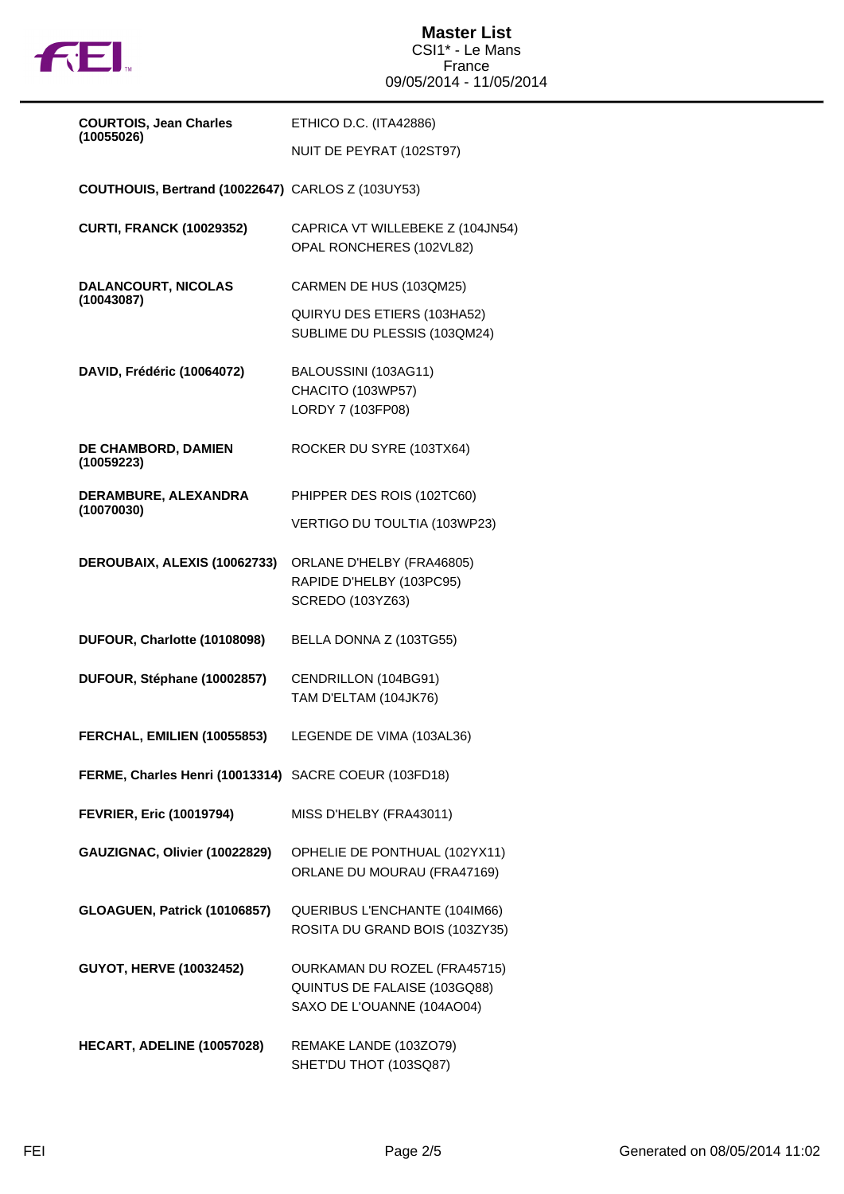| | |
|---|---|
| **COURTOIS, Jean Charles (10055026)** | ETHICO D.C. (ITA42886)<br>NUIT DE PEYRAT (102ST97) |
| **COUTHOUIS, Bertrand (10022647)** | CARLOS Z (103UY53) |
| **CURTI, FRANCK (10029352)** | CAPRICA VT WILLEBEKE Z (104JN54)<br>OPAL RONCHERES (102VL82) |
| **DALANCOURT, NICOLAS (10043087)** | CARMEN DE HUS (103QM25)<br>QUIRYU DES ETIERS (103HA52)<br>SUBLIME DU PLESSIS (103QM24) |
| **DAVID, Frédéric (10064072)** | BALOUSSINI (103AG11)<br>CHACITO (103WP57)<br>LORDY 7 (103FP08) |
| **DE CHAMBORD, DAMIEN (10059223)** | ROCKER DU SYRE (103TX64) |
| **DERAMBURE, ALEXANDRA (10070030)** | PHIPPER DES ROIS (102TC60)<br>VERTIGO DU TOULTIA (103WP23) |
| **DEROUBAIX, ALEXIS (10062733)** | ORLANE D'HELBY (FRA46805)<br>RAPIDE D'HELBY (103PC95)<br>SCREDO (103YZ63) |
| **DUFOUR, Charlotte (10108098)** | BELLA DONNA Z (103TG55) |
| **DUFOUR, Stéphane (10002857)** | CENDRILLON (104BG91)<br>TAM D'ELTAM (104JK76) |
| **FERCHAL, EMILIEN (10055853)** | LEGENDE DE VIMA (103AL36) |
| **FERME, Charles Henri (10013314)** | SACRE COEUR (103FD18) |
| **FEVRIER, Eric (10019794)** | MISS D'HELBY (FRA43011) |
| **GAUZIGNAC, Olivier (10022829)** | OPHELIE DE PONTHUAL (102YX11)<br>ORLANE DU MOURAU (FRA47169) |
| **GLOAGUEN, Patrick (10106857)** | QUERIBUS L'ENCHANTE (104IM66)<br>ROSITA DU GRAND BOIS (103ZY35) |
| **GUYOT, HERVE (10032452)** | OURKAMAN DU ROZEL (FRA45715)<br>QUINTUS DE FALAISE (103GQ88)<br>SAXO DE L'OUANNE (104AO04) |
| **HECART, ADELINE (10057028)** | REMAKE LANDE (103ZO79)<br>SHET'DU THOT (103SQ87) |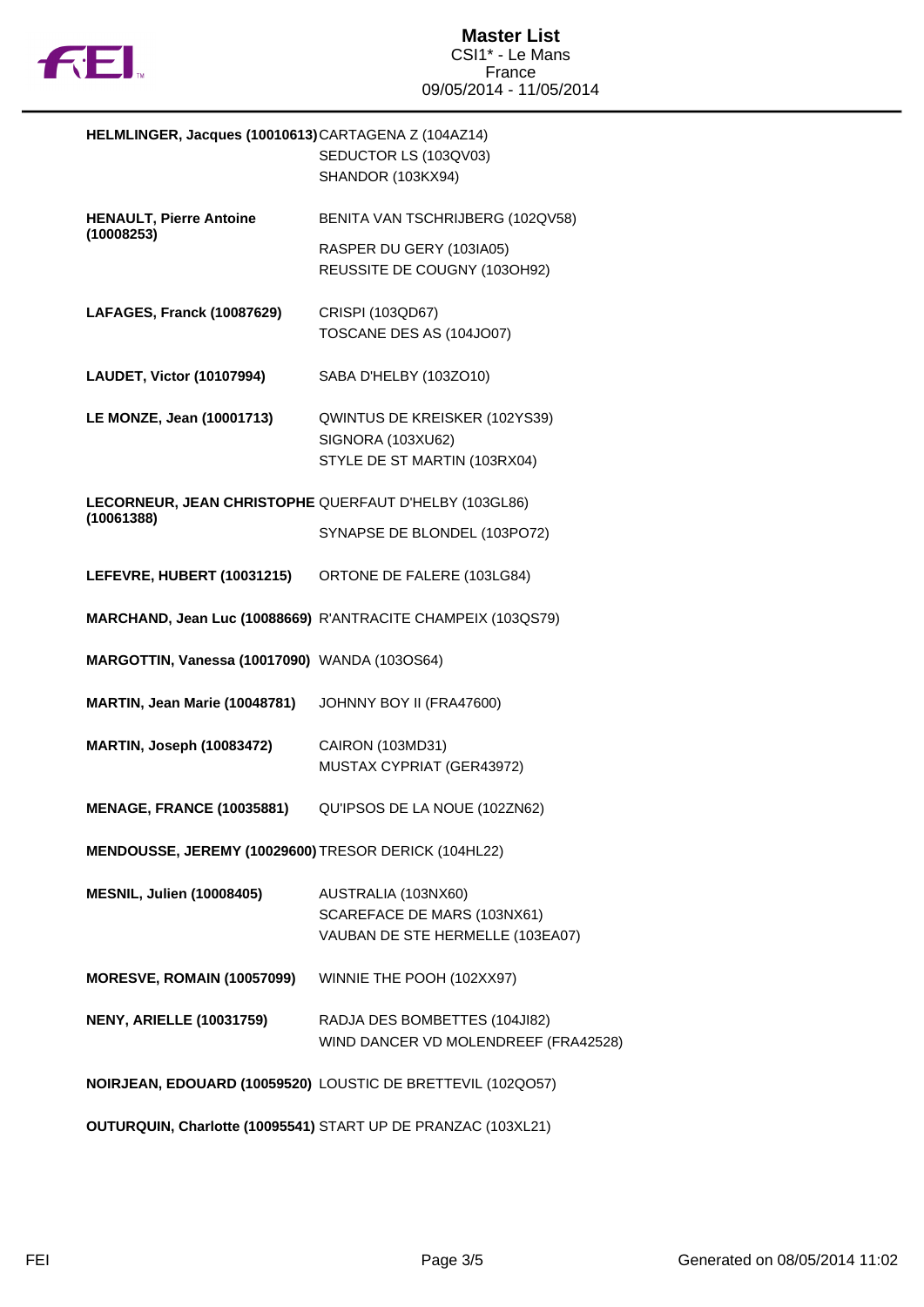**Master List**
CSI1* - Le Mans
France
09/05/2014 - 11/05/2014

| | |
|---|---|
| **HELMLINGER, Jacques (10010613)** | CARTAGENA Z (104AZ14)<br>SEDUCTOR LS (103QV03)<br>SHANDOR (103KX94) |
| **HENAULT, Pierre Antoine (10008253)** | BENITA VAN TSCHRIJBERG (102QV58)<br>RASPER DU GERY (103IA05)<br>REUSSITE DE COUGNY (103OH92) |
| **LAFAGES, Franck (10087629)** | CRISPI (103QD67)<br>TOSCANE DES AS (104JO07) |
| **LAUDET, Victor (10107994)** | SABA D'HELBY (103ZO10) |
| **LE MONZE, Jean (10001713)** | QWINTUS DE KREISKER (102YS39)<br>SIGNORA (103XU62)<br>STYLE DE ST MARTIN (103RX04) |
| **LECORNEUR, JEAN CHRISTOPHE (10061388)** | QUERFAUT D'HELBY (103GL86)<br>SYNAPSE DE BLONDEL (103PO72) |
| **LEFEVRE, HUBERT (10031215)** | ORTONE DE FALERE (103LG84) |
| **MARCHAND, Jean Luc (10088669)** | R'ANTRACITE CHAMPEIX (103QS79) |
| **MARGOTTIN, Vanessa (10017090)** | WANDA (103OS64) |
| **MARTIN, Jean Marie (10048781)** | JOHNNY BOY II (FRA47600) |
| **MARTIN, Joseph (10083472)** | CAIRON (103MD31)<br>MUSTAX CYPRIAT (GER43972) |
| **MENAGE, FRANCE (10035881)** | QU'IPSOS DE LA NOUE (102ZN62) |
| **MENDOUSSE, JEREMY (10029600)** | TRESOR DERICK (104HL22) |
| **MESNIL, Julien (10008405)** | AUSTRALIA (103NX60)<br>SCAREFACE DE MARS (103NX61)<br>VAUBAN DE STE HERMELLE (103EA07) |
| **MORESVE, ROMAIN (10057099)** | WINNIE THE POOH (102XX97) |
| **NENY, ARIELLE (10031759)** | RADJA DES BOMBETTES (104JI82)<br>WIND DANCER VD MOLENDREEF (FRA42528) |
| **NOIRJEAN, EDOUARD (10059520)** | LOUSTIC DE BRETTEVIL (102QO57) |
| **OUTURQUIN, Charlotte (10095541)** | START UP DE PRANZAC (103XL21) |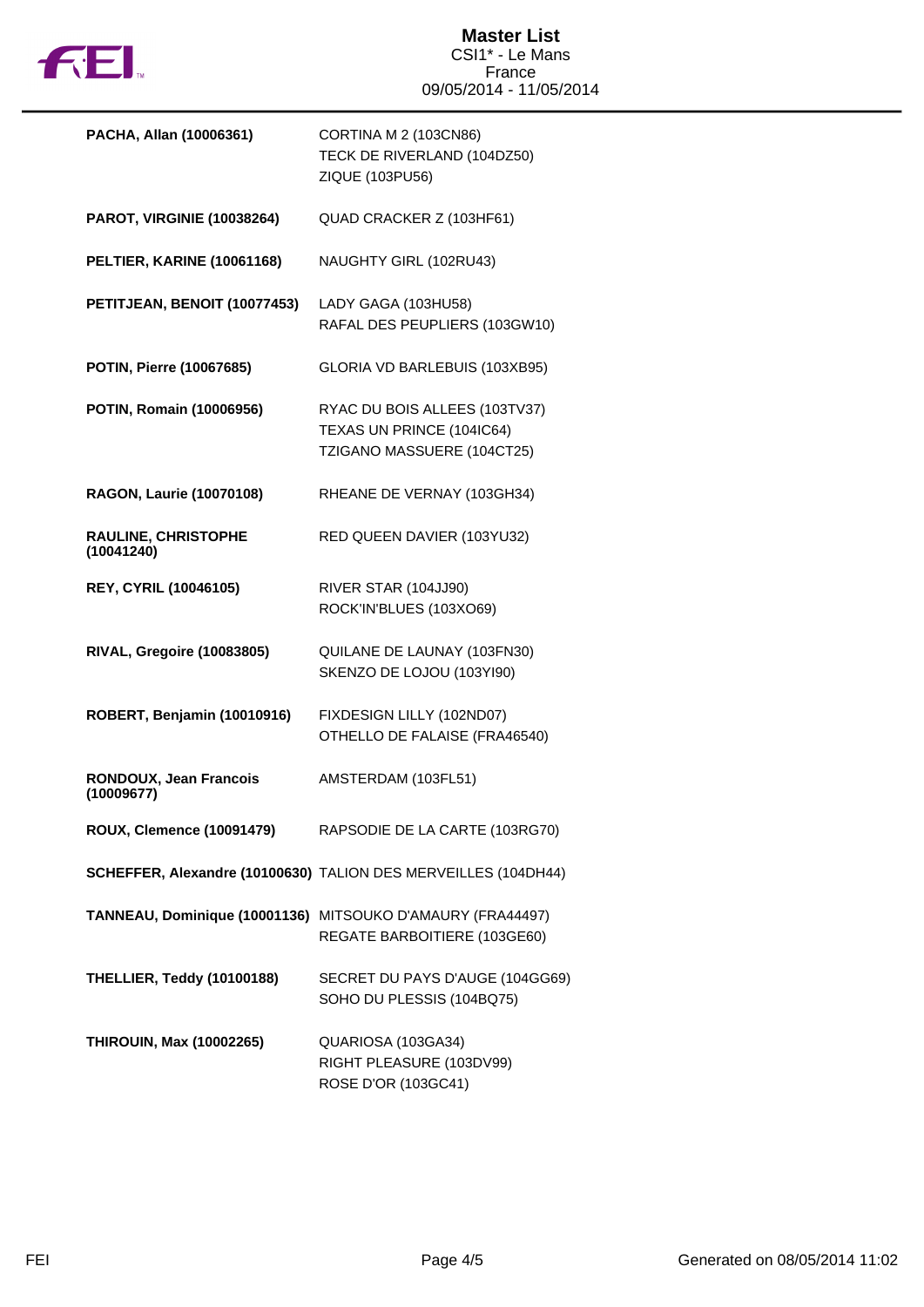# Master List

CSI1* - Le Mans
France
09/05/2014 - 11/05/2014

| | |
|---|---|
| **PACHA, Allan (10006361)** | CORTINA M 2 (103CN86)<br>TECK DE RIVERLAND (104DZ50)<br>ZIQUE (103PU56) |
| **PAROT, VIRGINIE (10038264)** | QUAD CRACKER Z (103HF61) |
| **PELTIER, KARINE (10061168)** | NAUGHTY GIRL (102RU43) |
| **PETITJEAN, BENOIT (10077453)** | LADY GAGA (103HU58)<br>RAFAL DES PEUPLIERS (103GW10) |
| **POTIN, Pierre (10067685)** | GLORIA VD BARLEBUIS (103XB95) |
| **POTIN, Romain (10006956)** | RYAC DU BOIS ALLEES (103TV37)<br>TEXAS UN PRINCE (104IC64)<br>TZIGANO MASSUERE (104CT25) |
| **RAGON, Laurie (10070108)** | RHEANE DE VERNAY (103GH34) |
| **RAULINE, CHRISTOPHE (10041240)** | RED QUEEN DAVIER (103YU32) |
| **REY, CYRIL (10046105)** | RIVER STAR (104JJ90)<br>ROCK'IN'BLUES (103XO69) |
| **RIVAL, Gregoire (10083805)** | QUILANE DE LAUNAY (103FN30)<br>SKENZO DE LOJOU (103YI90) |
| **ROBERT, Benjamin (10010916)** | FIXDESIGN LILLY (102ND07)<br>OTHELLO DE FALAISE (FRA46540) |
| **RONDOUX, Jean Francois (10009677)** | AMSTERDAM (103FL51) |
| **ROUX, Clemence (10091479)** | RAPSODIE DE LA CARTE (103RG70) |
| **SCHEFFER, Alexandre (10100630)** | TALION DES MERVEILLES (104DH44) |
| **TANNEAU, Dominique (10001136)** | MITSOUKO D'AMAURY (FRA44497)<br>REGATE BARBOITIERE (103GE60) |
| **THELLIER, Teddy (10100188)** | SECRET DU PAYS D'AUGE (104GG69)<br>SOHO DU PLESSIS (104BQ75) |
| **THIROUIN, Max (10002265)** | QUARIOSA (103GA34)<br>RIGHT PLEASURE (103DV99)<br>ROSE D'OR (103GC41) |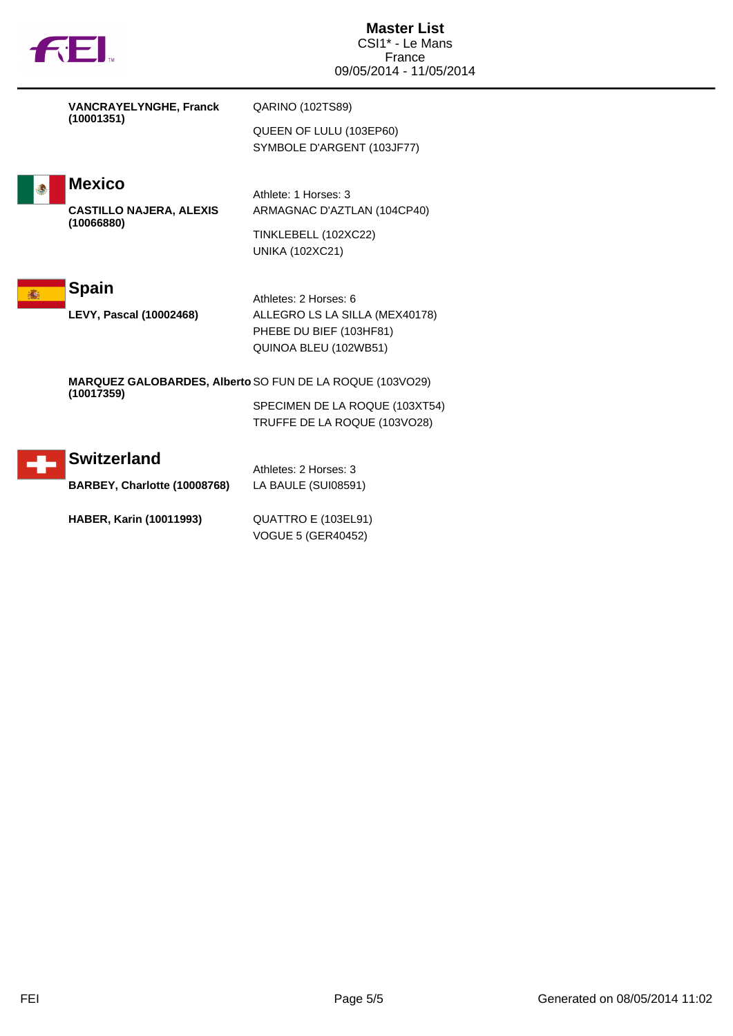# Master List

CSI1* - Le Mans
France
09/05/2014 - 11/05/2014

**VANCRAYELYNGHE, Franck (10001351)**

QARINO (102TS89)
QUEEN OF LULU (103EP60)
SYMBOLE D'ARGENT (103JF77)

## Mexico

Athlete: 1 Horses: 3

**CASTILLO NAJERA, ALEXIS (10066880)**

ARMAGNAC D'AZTLAN (104CP40)
TINKLEBELL (102XC22)
UNIKA (102XC21)

## Spain

Athletes: 2 Horses: 6

**LEVY, Pascal (10002468)**

ALLEGRO LS LA SILLA (MEX40178)
PHEBE DU BIEF (103HF81)
QUINOA BLEU (102WB51)

**MARQUEZ GALOBARDES, Alberto (10017359)**

SO FUN DE LA ROQUE (103VO29)
SPECIMEN DE LA ROQUE (103XT54)
TRUFFE DE LA ROQUE (103VO28)

## Switzerland

Athletes: 2 Horses: 3

**BARBEY, Charlotte (10008768)**

LA BAULE (SUI08591)

**HABER, Karin (10011993)**

QUATTRO E (103EL91)
VOGUE 5 (GER40452)

FEI

Generated on 08/05/2014 11:02